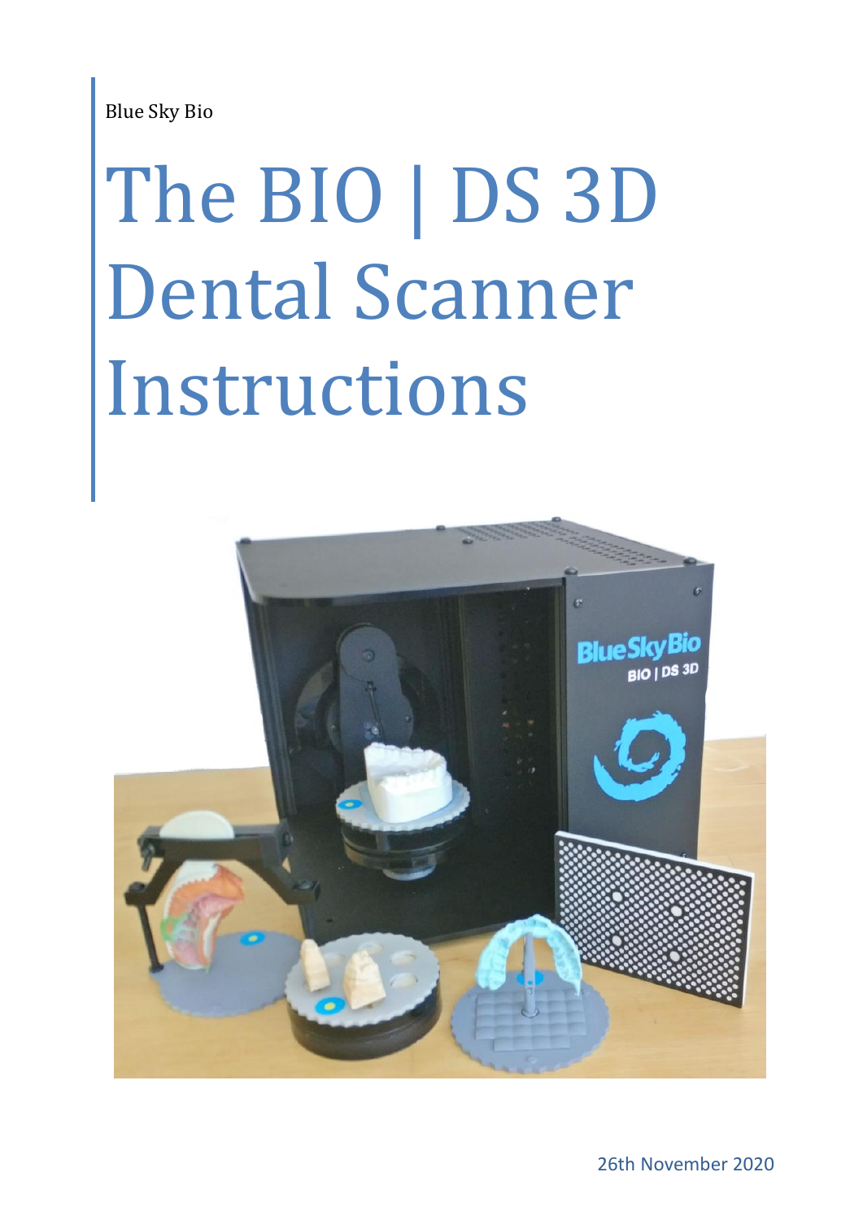Blue Sky Bio

# The BIO | DS 3D Dental Scanner Instructions

26th November 2020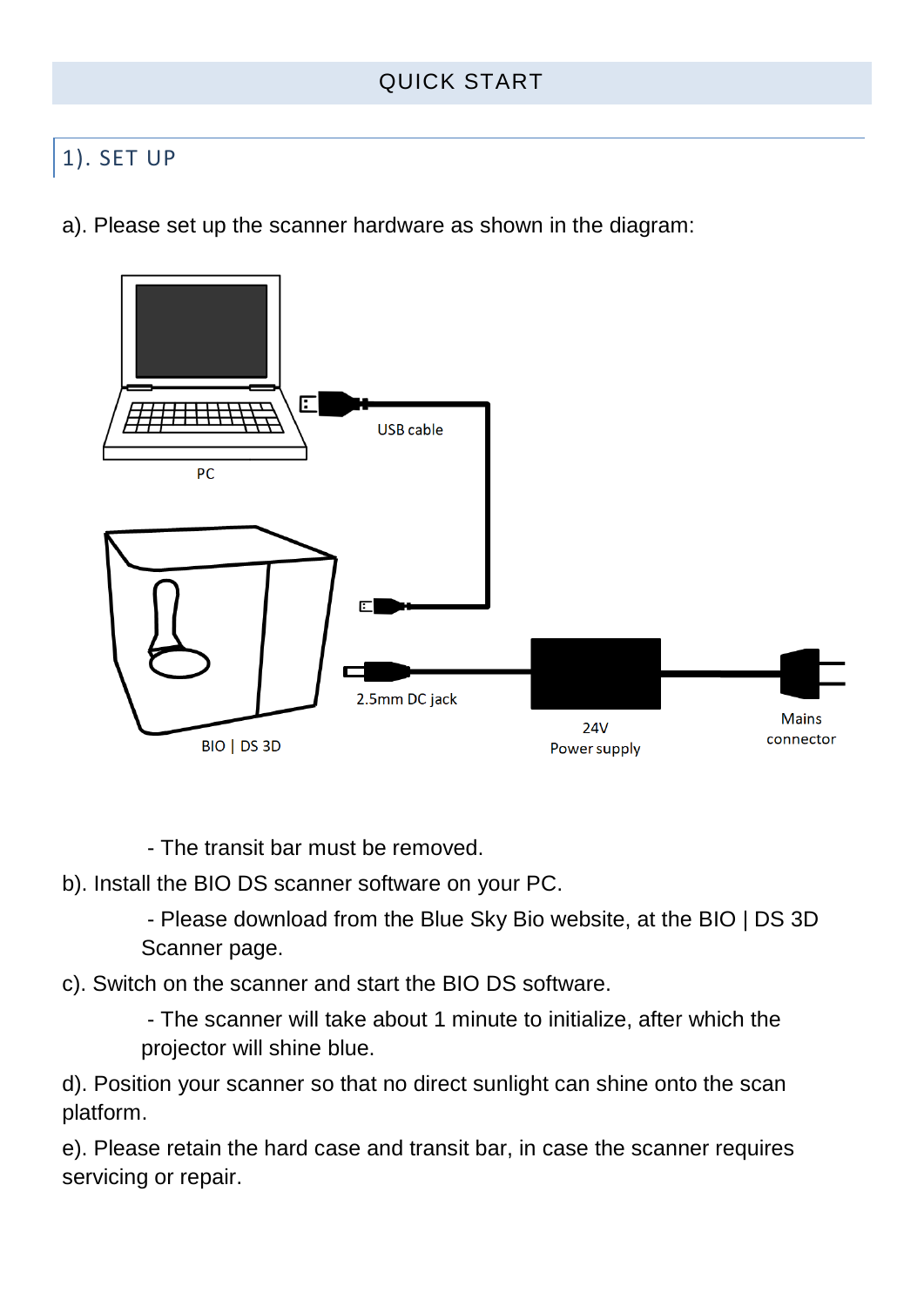# QUICK START

## 1). SET UP

a). Please set up the scanner hardware as shown in the diagram:

PC

USB cable

BIO | DS 3D

2.5mm DC jack

24V Power supply

Mains connector

- The transit bar must be removed.

b). Install the BIO DS scanner software on your PC.

- Please download from the Blue Sky Bio website, at the BIO | DS 3D Scanner page.

c). Switch on the scanner and start the BIO DS software.

- The scanner will take about 1 minute to initialize, after which the projector will shine blue.

d). Position your scanner so that no direct sunlight can shine onto the scan platform.

e). Please retain the hard case and transit bar, in case the scanner requires servicing or repair.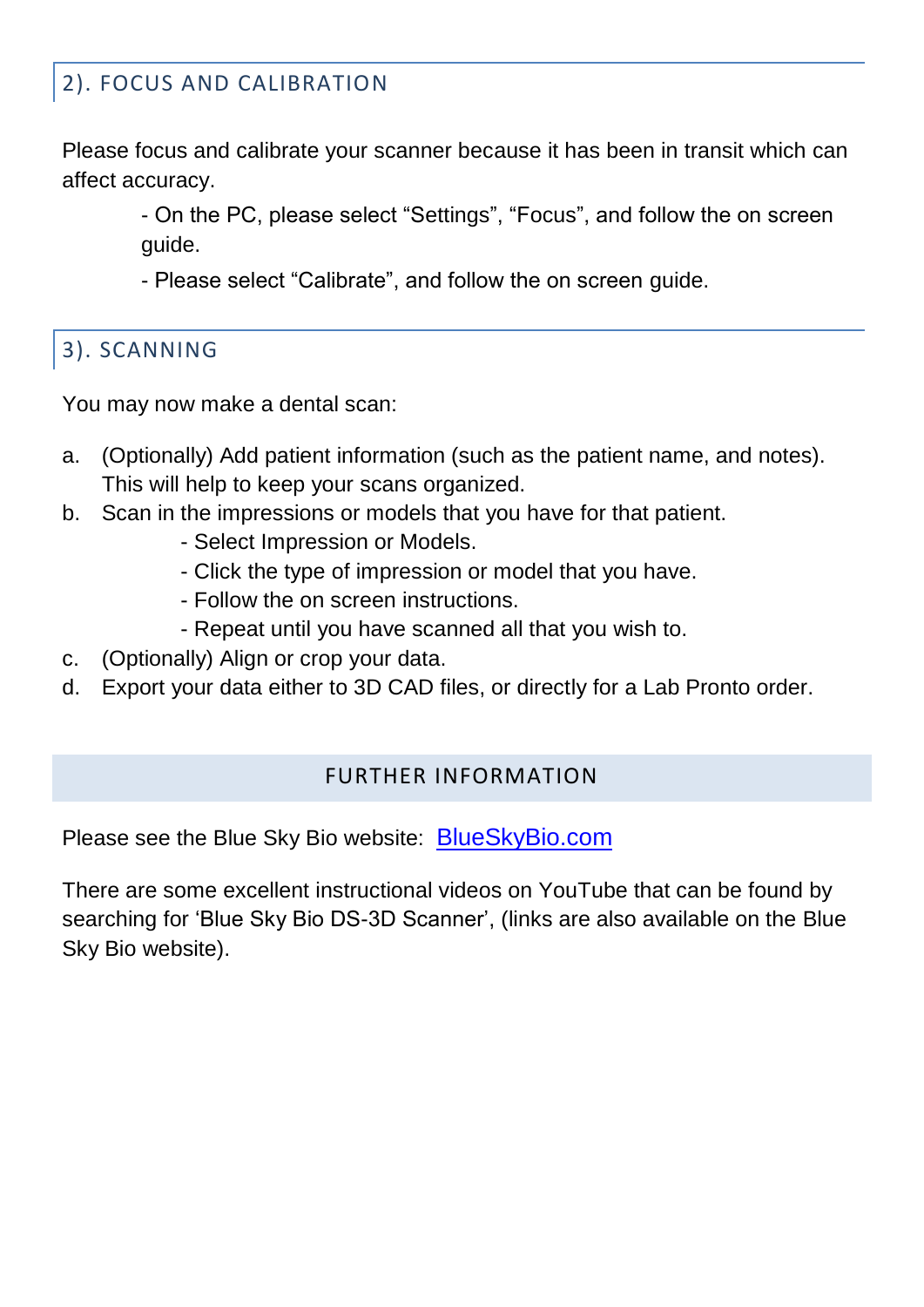## 2). FOCUS AND CALIBRATION

Please focus and calibrate your scanner because it has been in transit which can affect accuracy.

- On the PC, please select “Settings”, “Focus”, and follow the on screen guide.
- Please select “Calibrate”, and follow the on screen guide.

## 3). SCANNING

You may now make a dental scan:

a. (Optionally) Add patient information (such as the patient name, and notes). This will help to keep your scans organized.
b. Scan in the impressions or models that you have for that patient.
   - Select Impression or Models.
   - Click the type of impression or model that you have.
   - Follow the on screen instructions.
   - Repeat until you have scanned all that you wish to.
c. (Optionally) Align or crop your data.
d. Export your data either to 3D CAD files, or directly for a Lab Pronto order.

## FURTHER INFORMATION

Please see the Blue Sky Bio website: [BlueSkyBio.com](http://BlueSkyBio.com)

There are some excellent instructional videos on YouTube that can be found by searching for ‘Blue Sky Bio DS-3D Scanner’, (links are also available on the Blue Sky Bio website).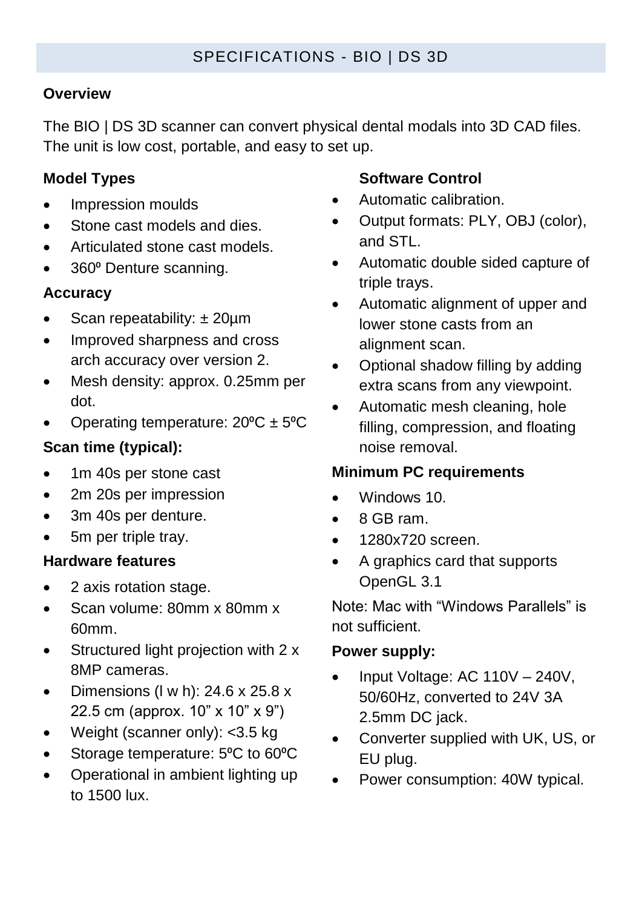# SPECIFICATIONS - BIO | DS 3D

**Overview**

The BIO | DS 3D scanner can convert physical dental modals into 3D CAD files. The unit is low cost, portable, and easy to set up.

**Model Types**

- Impression moulds
- Stone cast models and dies.
- Articulated stone cast models.
- 360º Denture scanning.

**Accuracy**

- Scan repeatability: ± 20µm
- Improved sharpness and cross arch accuracy over version 2.
- Mesh density: approx. 0.25mm per dot.
- Operating temperature: 20ºC ± 5ºC

**Scan time (typical):**

- 1m 40s per stone cast
- 2m 20s per impression
- 3m 40s per denture.
- 5m per triple tray.

**Hardware features**

- 2 axis rotation stage.
- Scan volume: 80mm x 80mm x 60mm.
- Structured light projection with 2 x 8MP cameras.
- Dimensions (l w h): 24.6 x 25.8 x 22.5 cm (approx. 10" x 10" x 9")
- Weight (scanner only): <3.5 kg
- Storage temperature: 5ºC to 60ºC
- Operational in ambient lighting up to 1500 lux.

**Software Control**

- Automatic calibration.
- Output formats: PLY, OBJ (color), and STL.
- Automatic double sided capture of triple trays.
- Automatic alignment of upper and lower stone casts from an alignment scan.
- Optional shadow filling by adding extra scans from any viewpoint.
- Automatic mesh cleaning, hole filling, compression, and floating noise removal.

**Minimum PC requirements**

- Windows 10.
- 8 GB ram.
- 1280x720 screen.
- A graphics card that supports OpenGL 3.1

Note: Mac with "Windows Parallels" is not sufficient.

**Power supply:**

- Input Voltage: AC 110V – 240V, 50/60Hz, converted to 24V 3A 2.5mm DC jack.
- Converter supplied with UK, US, or EU plug.
- Power consumption: 40W typical.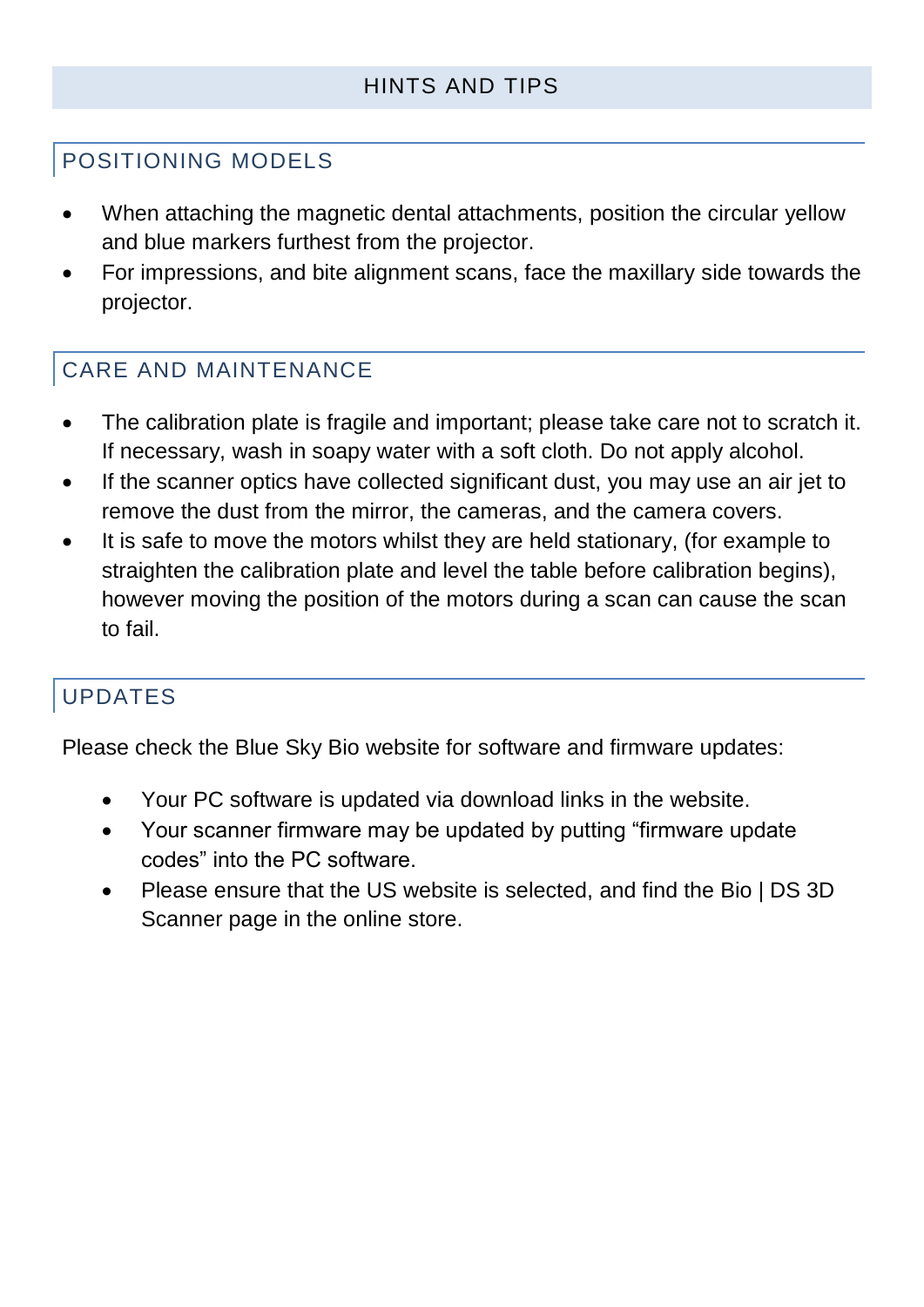# HINTS AND TIPS

## POSITIONING MODELS

- When attaching the magnetic dental attachments, position the circular yellow and blue markers furthest from the projector.
- For impressions, and bite alignment scans, face the maxillary side towards the projector.

## CARE AND MAINTENANCE

- The calibration plate is fragile and important; please take care not to scratch it. If necessary, wash in soapy water with a soft cloth. Do not apply alcohol.
- If the scanner optics have collected significant dust, you may use an air jet to remove the dust from the mirror, the cameras, and the camera covers.
- It is safe to move the motors whilst they are held stationary, (for example to straighten the calibration plate and level the table before calibration begins), however moving the position of the motors during a scan can cause the scan to fail.

## UPDATES

Please check the Blue Sky Bio website for software and firmware updates:

- Your PC software is updated via download links in the website.
- Your scanner firmware may be updated by putting "firmware update codes" into the PC software.
- Please ensure that the US website is selected, and find the Bio | DS 3D Scanner page in the online store.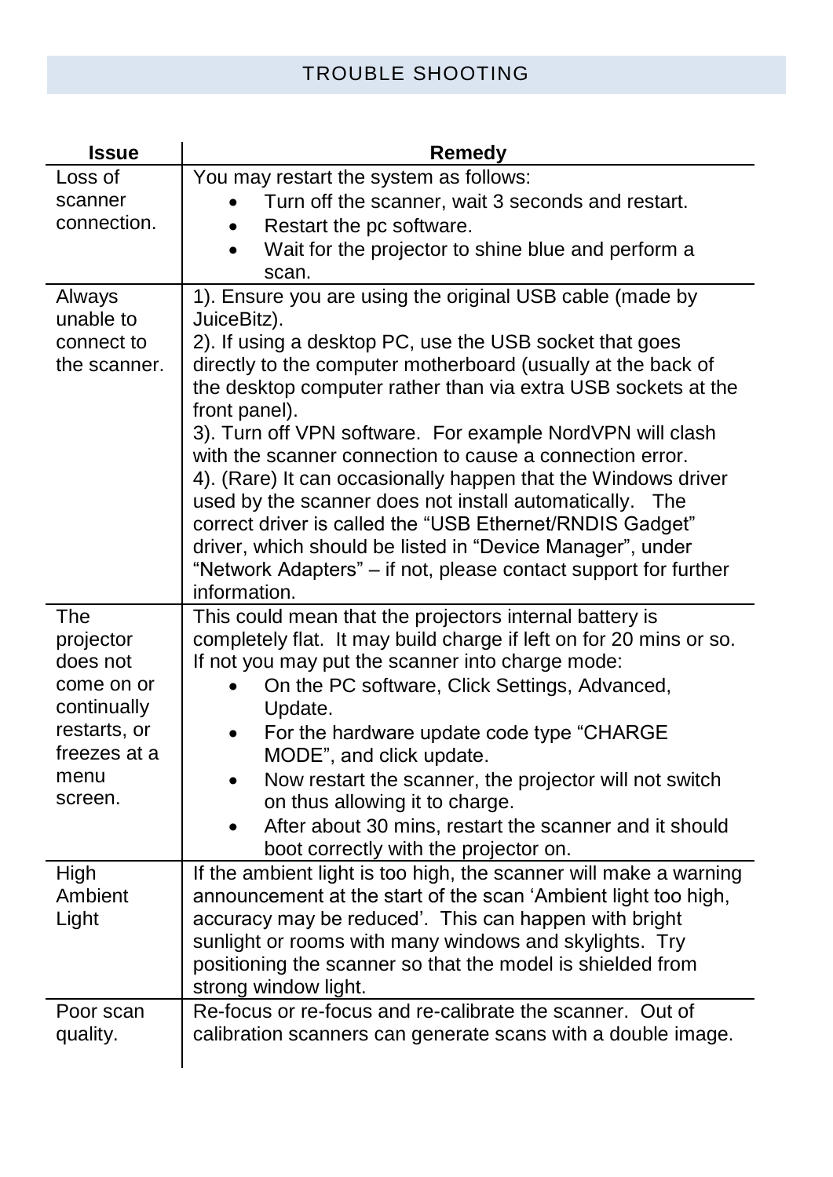## TROUBLE SHOOTING

| Issue | Remedy |
|---|---|
| Loss of scanner connection. | You may restart the system as follows:<br>• Turn off the scanner, wait 3 seconds and restart.<br>• Restart the pc software.<br>• Wait for the projector to shine blue and perform a scan. |
| Always unable to connect to the scanner. | 1). Ensure you are using the original USB cable (made by JuiceBitz).<br>2). If using a desktop PC, use the USB socket that goes directly to the computer motherboard (usually at the back of the desktop computer rather than via extra USB sockets at the front panel).<br>3). Turn off VPN software. For example NordVPN will clash with the scanner connection to cause a connection error.<br>4). (Rare) It can occasionally happen that the Windows driver used by the scanner does not install automatically. The correct driver is called the “USB Ethernet/RNDIS Gadget” driver, which should be listed in “Device Manager”, under “Network Adapters” – if not, please contact support for further information. |
| The projector does not come on or continually restarts, or freezes at a menu screen. | This could mean that the projectors internal battery is completely flat. It may build charge if left on for 20 mins or so. If not you may put the scanner into charge mode:<br>• On the PC software, Click Settings, Advanced, Update.<br>• For the hardware update code type “CHARGE MODE”, and click update.<br>• Now restart the scanner, the projector will not switch on thus allowing it to charge.<br>• After about 30 mins, restart the scanner and it should boot correctly with the projector on. |
| High Ambient Light | If the ambient light is too high, the scanner will make a warning announcement at the start of the scan ‘Ambient light too high, accuracy may be reduced’. This can happen with bright sunlight or rooms with many windows and skylights. Try positioning the scanner so that the model is shielded from strong window light. |
| Poor scan quality. | Re-focus or re-focus and re-calibrate the scanner. Out of calibration scanners can generate scans with a double image. |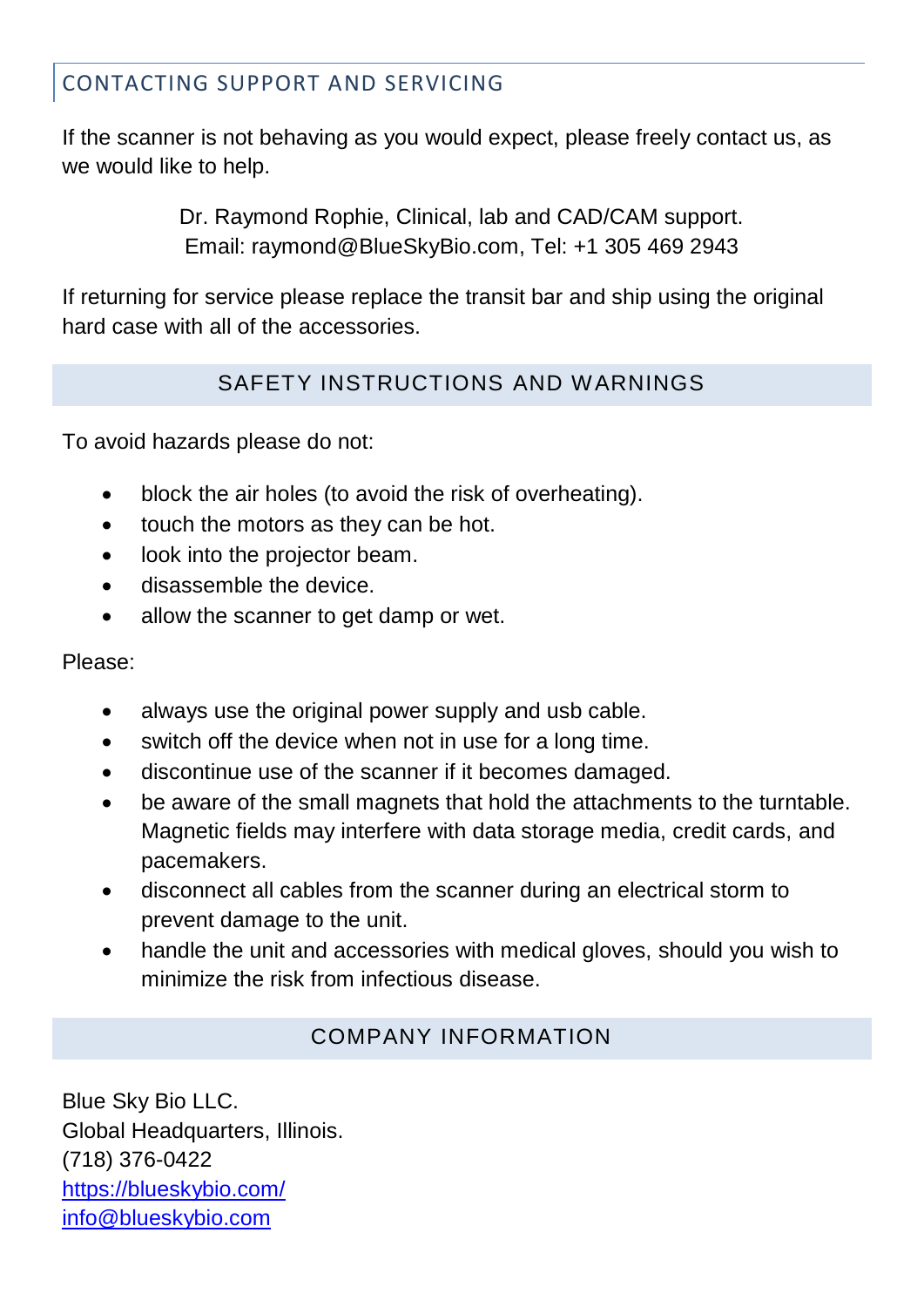## CONTACTING SUPPORT AND SERVICING

If the scanner is not behaving as you would expect, please freely contact us, as we would like to help.

Dr. Raymond Rophie, Clinical, lab and CAD/CAM support.
Email: raymond@BlueSkyBio.com, Tel: +1 305 469 2943

If returning for service please replace the transit bar and ship using the original hard case with all of the accessories.

## SAFETY INSTRUCTIONS AND WARNINGS

To avoid hazards please do not:

- block the air holes (to avoid the risk of overheating).
- touch the motors as they can be hot.
- look into the projector beam.
- disassemble the device.
- allow the scanner to get damp or wet.

Please:

- always use the original power supply and usb cable.
- switch off the device when not in use for a long time.
- discontinue use of the scanner if it becomes damaged.
- be aware of the small magnets that hold the attachments to the turntable. Magnetic fields may interfere with data storage media, credit cards, and pacemakers.
- disconnect all cables from the scanner during an electrical storm to prevent damage to the unit.
- handle the unit and accessories with medical gloves, should you wish to minimize the risk from infectious disease.

## COMPANY INFORMATION

Blue Sky Bio LLC.
Global Headquarters, Illinois.
(718) 376-0422
https://blueskybio.com/
info@blueskybio.com